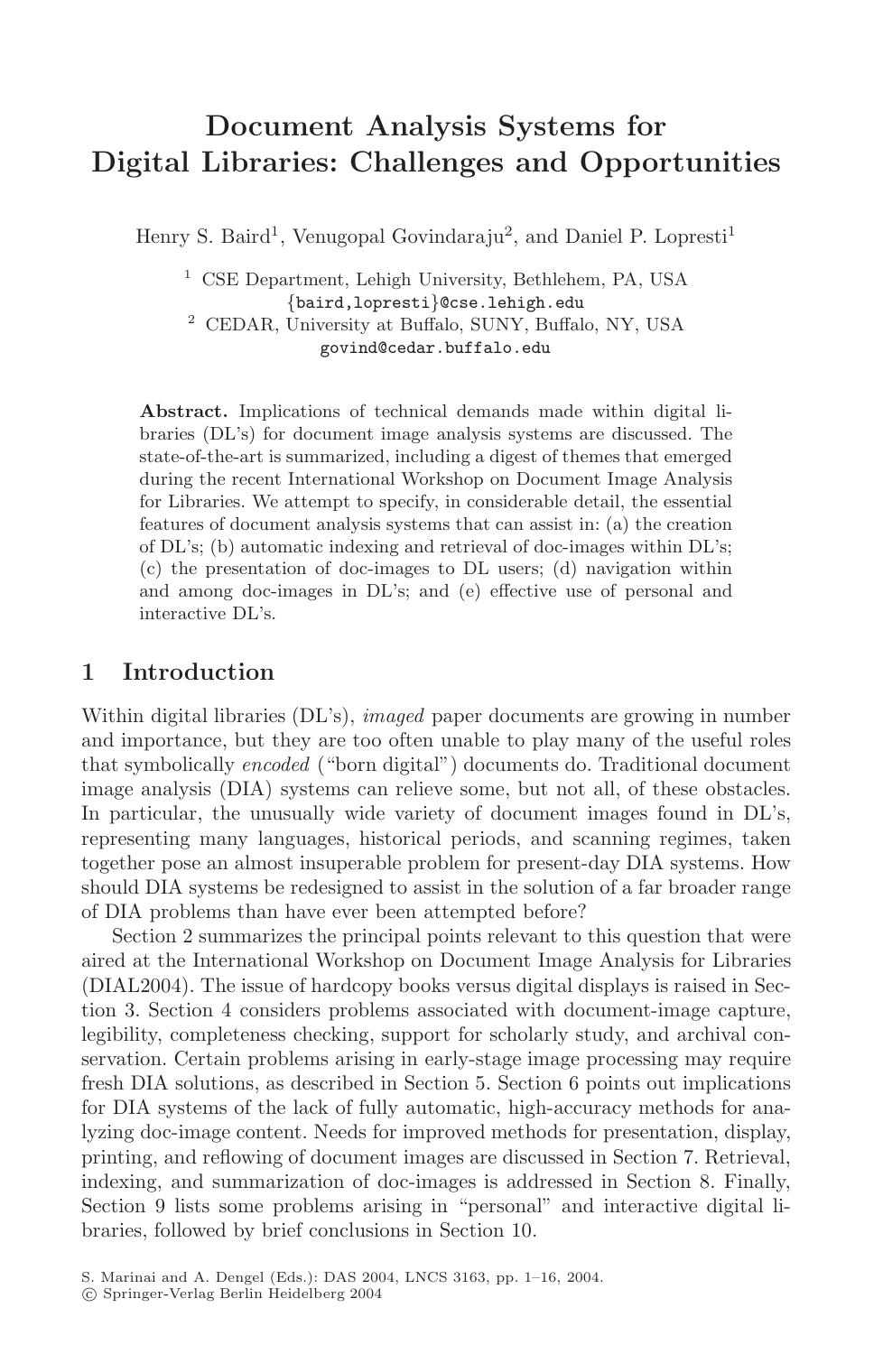# Document Analysis Systems for Digital Libraries: Challenges and Opportunities

Henry S. Baird[1], Venugopal Govindaraju[2], and Daniel P. Lopresti[1]

[1] CSE Department, Lehigh University, Bethlehem, PA, USA
{baird,lopresti}@cse.lehigh.edu
[2] CEDAR, University at Buffalo, SUNY, Buffalo, NY, USA
govind@cedar.buffalo.edu

**Abstract.** Implications of technical demands made within digital libraries (DL's) for document image analysis systems are discussed. The state-of-the-art is summarized, including a digest of themes that emerged during the recent International Workshop on Document Image Analysis for Libraries. We attempt to specify, in considerable detail, the essential features of document analysis systems that can assist in: (a) the creation of DL's; (b) automatic indexing and retrieval of doc-images within DL's; (c) the presentation of doc-images to DL users; (d) navigation within and among doc-images in DL's; and (e) effective use of personal and interactive DL's.

## 1 Introduction

Within digital libraries (DL's), *imaged* paper documents are growing in number and importance, but they are too often unable to play many of the useful roles that symbolically *encoded* ("born digital") documents do. Traditional document image analysis (DIA) systems can relieve some, but not all, of these obstacles. In particular, the unusually wide variety of document images found in DL's, representing many languages, historical periods, and scanning regimes, taken together pose an almost insuperable problem for present-day DIA systems. How should DIA systems be redesigned to assist in the solution of a far broader range of DIA problems than have ever been attempted before?

Section 2 summarizes the principal points relevant to this question that were aired at the International Workshop on Document Image Analysis for Libraries (DIAL2004). The issue of hardcopy books versus digital displays is raised in Section 3. Section 4 considers problems associated with document-image capture, legibility, completeness checking, support for scholarly study, and archival conservation. Certain problems arising in early-stage image processing may require fresh DIA solutions, as described in Section 5. Section 6 points out implications for DIA systems of the lack of fully automatic, high-accuracy methods for analyzing doc-image content. Needs for improved methods for presentation, display, printing, and reflowing of document images are discussed in Section 7. Retrieval, indexing, and summarization of doc-images is addressed in Section 8. Finally, Section 9 lists some problems arising in "personal" and interactive digital libraries, followed by brief conclusions in Section 10.

S. Marinai and A. Dengel (Eds.): DAS 2004, LNCS 3163, pp. 1–16, 2004.
© Springer-Verlag Berlin Heidelberg 2004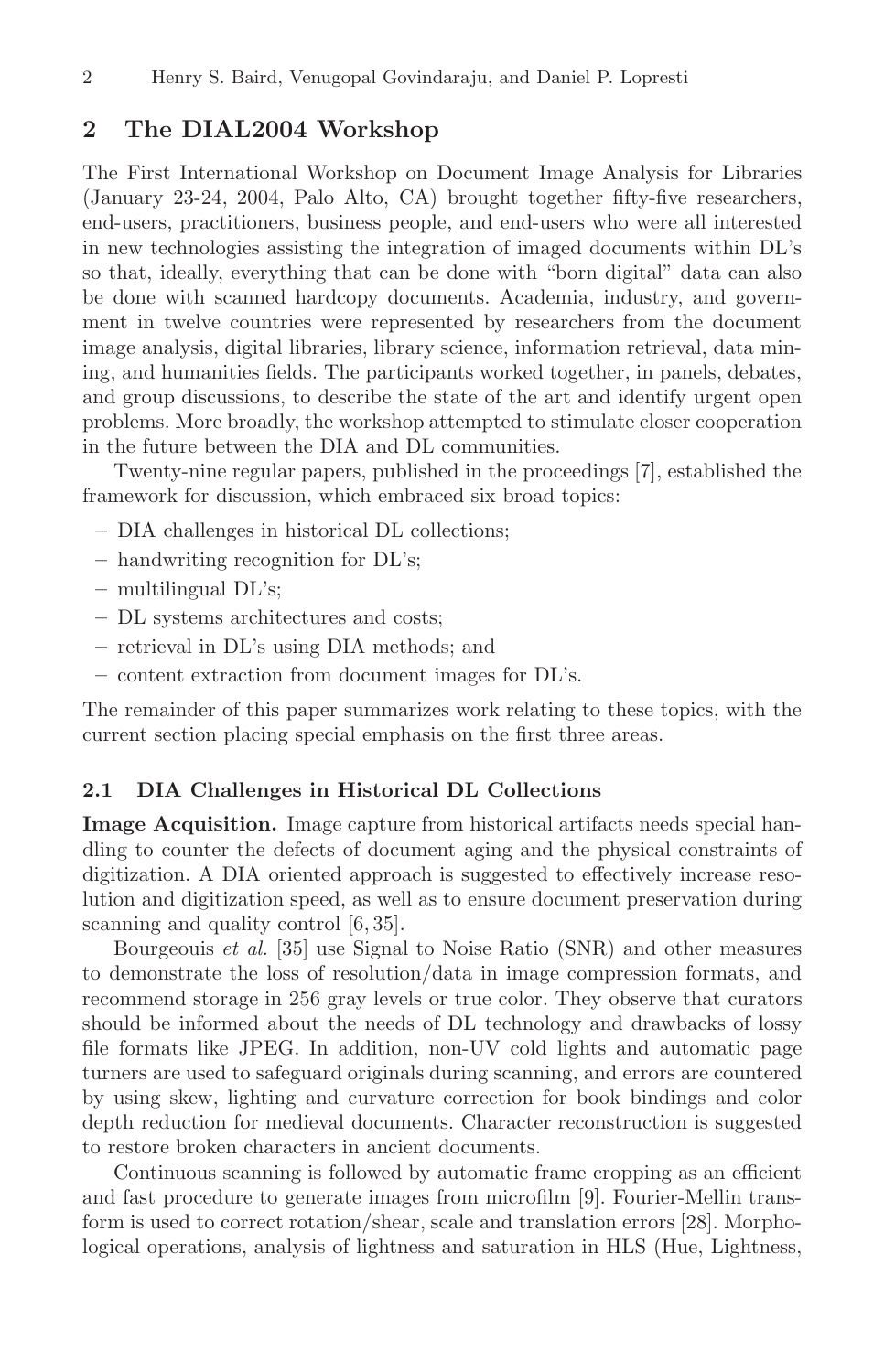## 2 The DIAL2004 Workshop

The First International Workshop on Document Image Analysis for Libraries (January 23-24, 2004, Palo Alto, CA) brought together fifty-five researchers, end-users, practitioners, business people, and end-users who were all interested in new technologies assisting the integration of imaged documents within DL's so that, ideally, everything that can be done with "born digital" data can also be done with scanned hardcopy documents. Academia, industry, and government in twelve countries were represented by researchers from the document image analysis, digital libraries, library science, information retrieval, data mining, and humanities fields. The participants worked together, in panels, debates, and group discussions, to describe the state of the art and identify urgent open problems. More broadly, the workshop attempted to stimulate closer cooperation in the future between the DIA and DL communities.

Twenty-nine regular papers, published in the proceedings [7], established the framework for discussion, which embraced six broad topics:

- DIA challenges in historical DL collections;
- handwriting recognition for DL's;
- multilingual DL's;
- DL systems architectures and costs;
- retrieval in DL's using DIA methods; and
- content extraction from document images for DL's.

The remainder of this paper summarizes work relating to these topics, with the current section placing special emphasis on the first three areas.

### 2.1 DIA Challenges in Historical DL Collections

**Image Acquisition.** Image capture from historical artifacts needs special handling to counter the defects of document aging and the physical constraints of digitization. A DIA oriented approach is suggested to effectively increase resolution and digitization speed, as well as to ensure document preservation during scanning and quality control [6, 35].

Bourgeouis *et al.* [35] use Signal to Noise Ratio (SNR) and other measures to demonstrate the loss of resolution/data in image compression formats, and recommend storage in 256 gray levels or true color. They observe that curators should be informed about the needs of DL technology and drawbacks of lossy file formats like JPEG. In addition, non-UV cold lights and automatic page turners are used to safeguard originals during scanning, and errors are countered by using skew, lighting and curvature correction for book bindings and color depth reduction for medieval documents. Character reconstruction is suggested to restore broken characters in ancient documents.

Continuous scanning is followed by automatic frame cropping as an efficient and fast procedure to generate images from microfilm [9]. Fourier-Mellin transform is used to correct rotation/shear, scale and translation errors [28]. Morphological operations, analysis of lightness and saturation in HLS (Hue, Lightness,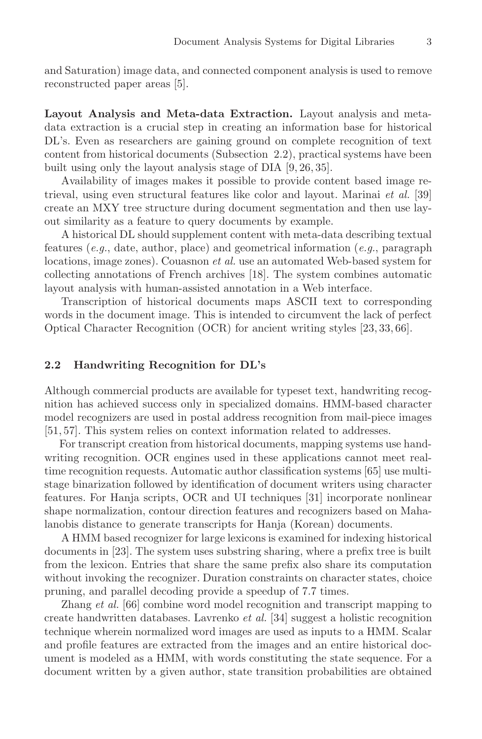and Saturation) image data, and connected component analysis is used to remove reconstructed paper areas [5].

**Layout Analysis and Meta-data Extraction.** Layout analysis and meta-data extraction is a crucial step in creating an information base for historical DL's. Even as researchers are gaining ground on complete recognition of text content from historical documents (Subsection 2.2), practical systems have been built using only the layout analysis stage of DIA [9, 26, 35].

Availability of images makes it possible to provide content based image retrieval, using even structural features like color and layout. Marinai *et al.* [39] create an MXY tree structure during document segmentation and then use layout similarity as a feature to query documents by example.

A historical DL should supplement content with meta-data describing textual features (*e.g.*, date, author, place) and geometrical information (*e.g.*, paragraph locations, image zones). Couasnon *et al.* use an automated Web-based system for collecting annotations of French archives [18]. The system combines automatic layout analysis with human-assisted annotation in a Web interface.

Transcription of historical documents maps ASCII text to corresponding words in the document image. This is intended to circumvent the lack of perfect Optical Character Recognition (OCR) for ancient writing styles [23, 33, 66].

### 2.2 Handwriting Recognition for DL's

Although commercial products are available for typeset text, handwriting recognition has achieved success only in specialized domains. HMM-based character model recognizers are used in postal address recognition from mail-piece images [51, 57]. This system relies on context information related to addresses.

For transcript creation from historical documents, mapping systems use handwriting recognition. OCR engines used in these applications cannot meet real-time recognition requests. Automatic author classification systems [65] use multi-stage binarization followed by identification of document writers using character features. For Hanja scripts, OCR and UI techniques [31] incorporate nonlinear shape normalization, contour direction features and recognizers based on Mahalanobis distance to generate transcripts for Hanja (Korean) documents.

A HMM based recognizer for large lexicons is examined for indexing historical documents in [23]. The system uses substring sharing, where a prefix tree is built from the lexicon. Entries that share the same prefix also share its computation without invoking the recognizer. Duration constraints on character states, choice pruning, and parallel decoding provide a speedup of 7.7 times.

Zhang *et al.* [66] combine word model recognition and transcript mapping to create handwritten databases. Lavrenko *et al.* [34] suggest a holistic recognition technique wherein normalized word images are used as inputs to a HMM. Scalar and profile features are extracted from the images and an entire historical document is modeled as a HMM, with words constituting the state sequence. For a document written by a given author, state transition probabilities are obtained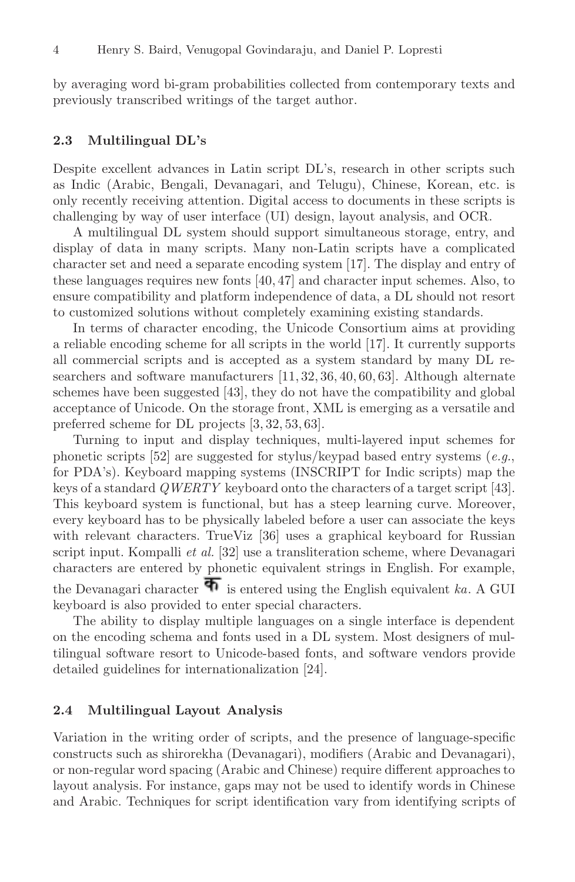by averaging word bi-gram probabilities collected from contemporary texts and previously transcribed writings of the target author.

### 2.3 Multilingual DL's

Despite excellent advances in Latin script DL's, research in other scripts such as Indic (Arabic, Bengali, Devanagari, and Telugu), Chinese, Korean, etc. is only recently receiving attention. Digital access to documents in these scripts is challenging by way of user interface (UI) design, layout analysis, and OCR.

A multilingual DL system should support simultaneous storage, entry, and display of data in many scripts. Many non-Latin scripts have a complicated character set and need a separate encoding system [17]. The display and entry of these languages requires new fonts [40, 47] and character input schemes. Also, to ensure compatibility and platform independence of data, a DL should not resort to customized solutions without completely examining existing standards.

In terms of character encoding, the Unicode Consortium aims at providing a reliable encoding scheme for all scripts in the world [17]. It currently supports all commercial scripts and is accepted as a system standard by many DL researchers and software manufacturers [11, 32, 36, 40, 60, 63]. Although alternate schemes have been suggested [43], they do not have the compatibility and global acceptance of Unicode. On the storage front, XML is emerging as a versatile and preferred scheme for DL projects [3, 32, 53, 63].

Turning to input and display techniques, multi-layered input schemes for phonetic scripts [52] are suggested for stylus/keypad based entry systems (*e.g.*, for PDA's). Keyboard mapping systems (INSCRIPT for Indic scripts) map the keys of a standard *QWERTY* keyboard onto the characters of a target script [43]. This keyboard system is functional, but has a steep learning curve. Moreover, every keyboard has to be physically labeled before a user can associate the keys with relevant characters. TrueViz [36] uses a graphical keyboard for Russian script input. Kompalli *et al.* [32] use a transliteration scheme, where Devanagari characters are entered by phonetic equivalent strings in English. For example, the Devanagari character क is entered using the English equivalent *ka*. A GUI keyboard is also provided to enter special characters.

The ability to display multiple languages on a single interface is dependent on the encoding schema and fonts used in a DL system. Most designers of multilingual software resort to Unicode-based fonts, and software vendors provide detailed guidelines for internationalization [24].

### 2.4 Multilingual Layout Analysis

Variation in the writing order of scripts, and the presence of language-specific constructs such as shirorekha (Devanagari), modifiers (Arabic and Devanagari), or non-regular word spacing (Arabic and Chinese) require different approaches to layout analysis. For instance, gaps may not be used to identify words in Chinese and Arabic. Techniques for script identification vary from identifying scripts of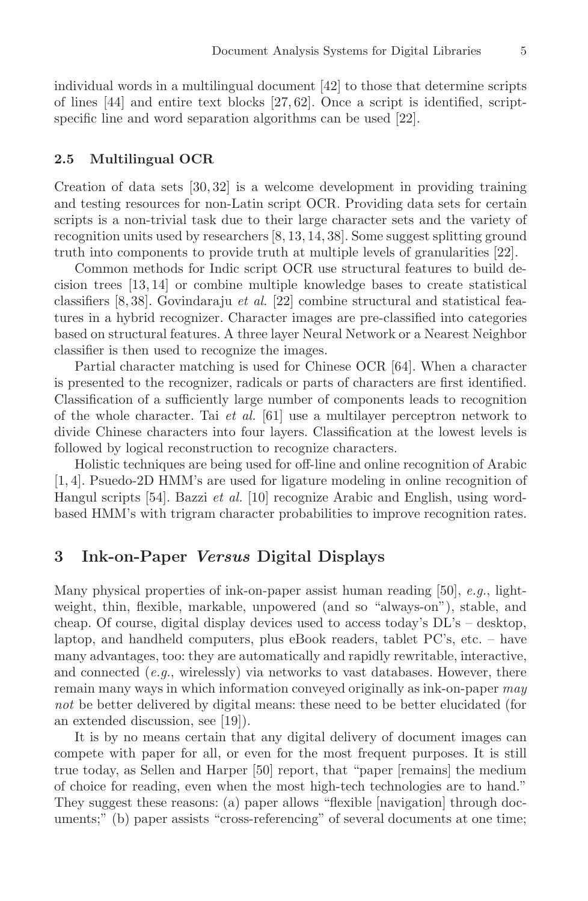individual words in a multilingual document [42] to those that determine scripts of lines [44] and entire text blocks [27, 62]. Once a script is identified, script-specific line and word separation algorithms can be used [22].

### 2.5 Multilingual OCR

Creation of data sets [30, 32] is a welcome development in providing training and testing resources for non-Latin script OCR. Providing data sets for certain scripts is a non-trivial task due to their large character sets and the variety of recognition units used by researchers [8, 13, 14, 38]. Some suggest splitting ground truth into components to provide truth at multiple levels of granularities [22].

Common methods for Indic script OCR use structural features to build decision trees [13, 14] or combine multiple knowledge bases to create statistical classifiers [8, 38]. Govindaraju *et al.* [22] combine structural and statistical features in a hybrid recognizer. Character images are pre-classified into categories based on structural features. A three layer Neural Network or a Nearest Neighbor classifier is then used to recognize the images.

Partial character matching is used for Chinese OCR [64]. When a character is presented to the recognizer, radicals or parts of characters are first identified. Classification of a sufficiently large number of components leads to recognition of the whole character. Tai *et al.* [61] use a multilayer perceptron network to divide Chinese characters into four layers. Classification at the lowest levels is followed by logical reconstruction to recognize characters.

Holistic techniques are being used for off-line and online recognition of Arabic [1, 4]. Psuedo-2D HMM's are used for ligature modeling in online recognition of Hangul scripts [54]. Bazzi *et al.* [10] recognize Arabic and English, using word-based HMM's with trigram character probabilities to improve recognition rates.

## 3 Ink-on-Paper *Versus* Digital Displays

Many physical properties of ink-on-paper assist human reading [50], *e.g.*, lightweight, thin, flexible, markable, unpowered (and so "always-on"), stable, and cheap. Of course, digital display devices used to access today's DL's – desktop, laptop, and handheld computers, plus eBook readers, tablet PC's, etc. – have many advantages, too: they are automatically and rapidly rewritable, interactive, and connected (*e.g.*, wirelessly) via networks to vast databases. However, there remain many ways in which information conveyed originally as ink-on-paper *may not* be better delivered by digital means: these need to be better elucidated (for an extended discussion, see [19]).

It is by no means certain that any digital delivery of document images can compete with paper for all, or even for the most frequent purposes. It is still true today, as Sellen and Harper [50] report, that "paper [remains] the medium of choice for reading, even when the most high-tech technologies are to hand." They suggest these reasons: (a) paper allows "flexible [navigation] through documents;" (b) paper assists "cross-referencing" of several documents at one time;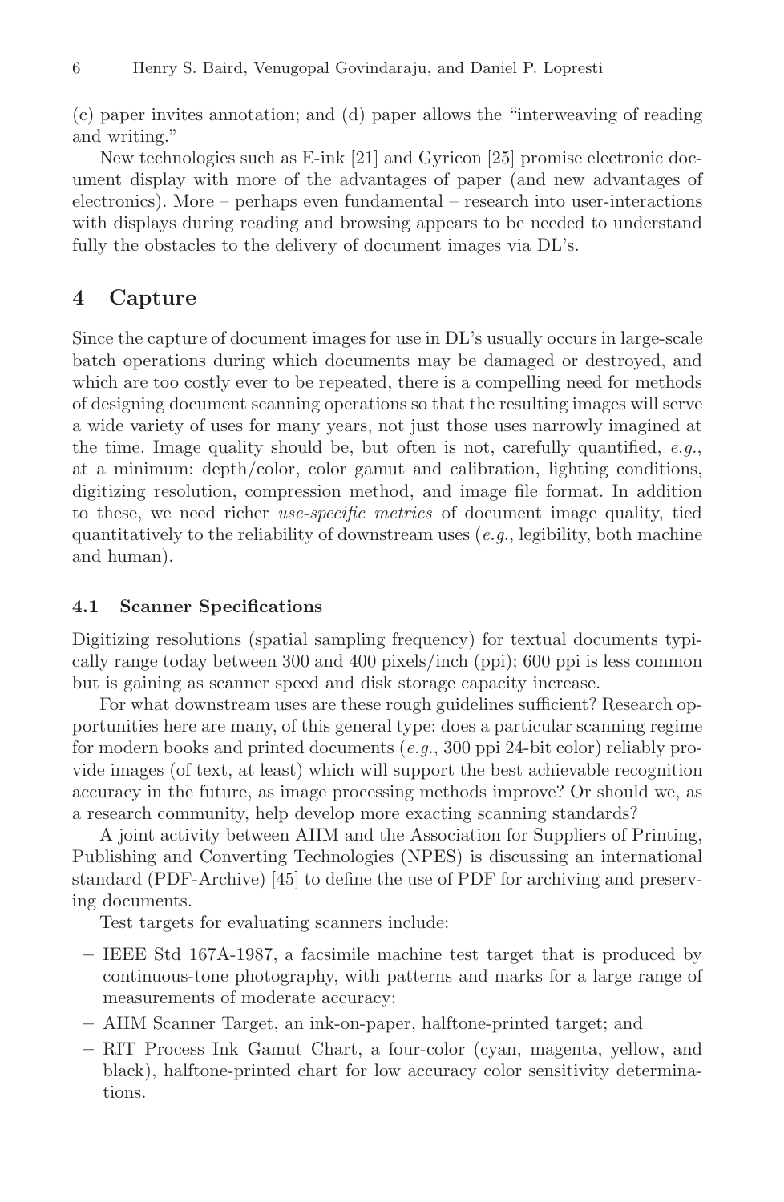(c) paper invites annotation; and (d) paper allows the "interweaving of reading and writing."

New technologies such as E-ink [21] and Gyricon [25] promise electronic document display with more of the advantages of paper (and new advantages of electronics). More – perhaps even fundamental – research into user-interactions with displays during reading and browsing appears to be needed to understand fully the obstacles to the delivery of document images via DL's.

## 4 Capture

Since the capture of document images for use in DL's usually occurs in large-scale batch operations during which documents may be damaged or destroyed, and which are too costly ever to be repeated, there is a compelling need for methods of designing document scanning operations so that the resulting images will serve a wide variety of uses for many years, not just those uses narrowly imagined at the time. Image quality should be, but often is not, carefully quantified, *e.g.*, at a minimum: depth/color, color gamut and calibration, lighting conditions, digitizing resolution, compression method, and image file format. In addition to these, we need richer *use-specific metrics* of document image quality, tied quantitatively to the reliability of downstream uses (*e.g.*, legibility, both machine and human).

### 4.1 Scanner Specifications

Digitizing resolutions (spatial sampling frequency) for textual documents typically range today between 300 and 400 pixels/inch (ppi); 600 ppi is less common but is gaining as scanner speed and disk storage capacity increase.

For what downstream uses are these rough guidelines sufficient? Research opportunities here are many, of this general type: does a particular scanning regime for modern books and printed documents (*e.g.*, 300 ppi 24-bit color) reliably provide images (of text, at least) which will support the best achievable recognition accuracy in the future, as image processing methods improve? Or should we, as a research community, help develop more exacting scanning standards?

A joint activity between AIIM and the Association for Suppliers of Printing, Publishing and Converting Technologies (NPES) is discussing an international standard (PDF-Archive) [45] to define the use of PDF for archiving and preserving documents.

Test targets for evaluating scanners include:

- IEEE Std 167A-1987, a facsimile machine test target that is produced by continuous-tone photography, with patterns and marks for a large range of measurements of moderate accuracy;
- AIIM Scanner Target, an ink-on-paper, halftone-printed target; and
- RIT Process Ink Gamut Chart, a four-color (cyan, magenta, yellow, and black), halftone-printed chart for low accuracy color sensitivity determinations.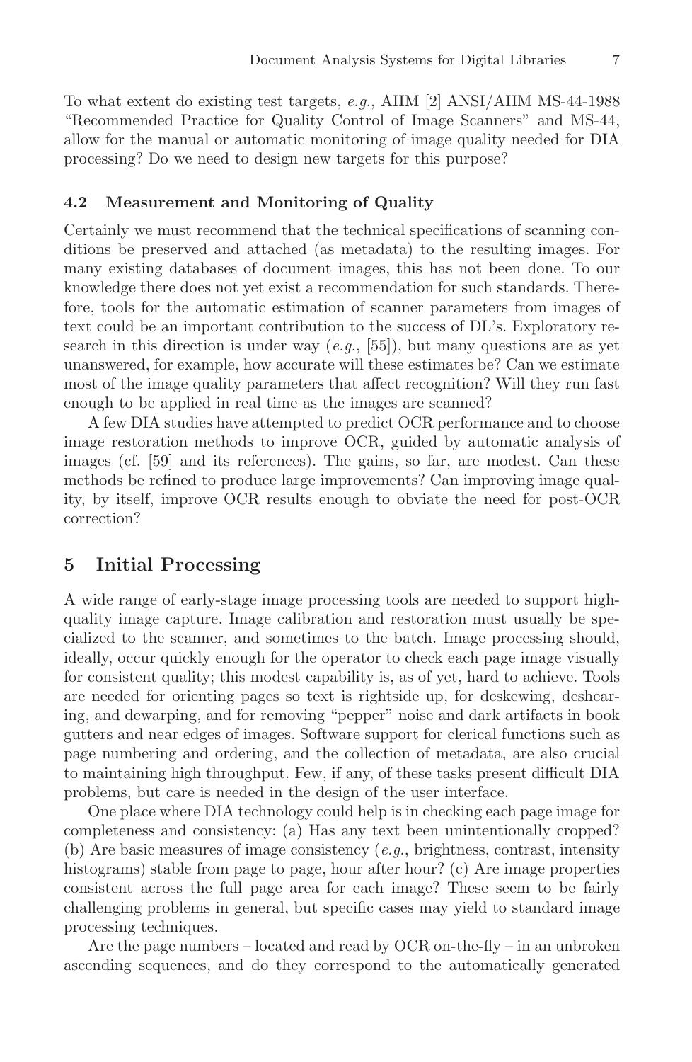To what extent do existing test targets, *e.g.*, AIIM [2] ANSI/AIIM MS-44-1988 "Recommended Practice for Quality Control of Image Scanners" and MS-44, allow for the manual or automatic monitoring of image quality needed for DIA processing? Do we need to design new targets for this purpose?

### 4.2 Measurement and Monitoring of Quality

Certainly we must recommend that the technical specifications of scanning conditions be preserved and attached (as metadata) to the resulting images. For many existing databases of document images, this has not been done. To our knowledge there does not yet exist a recommendation for such standards. Therefore, tools for the automatic estimation of scanner parameters from images of text could be an important contribution to the success of DL's. Exploratory research in this direction is under way (*e.g.*, [55]), but many questions are as yet unanswered, for example, how accurate will these estimates be? Can we estimate most of the image quality parameters that affect recognition? Will they run fast enough to be applied in real time as the images are scanned?

A few DIA studies have attempted to predict OCR performance and to choose image restoration methods to improve OCR, guided by automatic analysis of images (cf. [59] and its references). The gains, so far, are modest. Can these methods be refined to produce large improvements? Can improving image quality, by itself, improve OCR results enough to obviate the need for post-OCR correction?

## 5 Initial Processing

A wide range of early-stage image processing tools are needed to support high-quality image capture. Image calibration and restoration must usually be specialized to the scanner, and sometimes to the batch. Image processing should, ideally, occur quickly enough for the operator to check each page image visually for consistent quality; this modest capability is, as of yet, hard to achieve. Tools are needed for orienting pages so text is rightside up, for deskewing, deshearing, and dewarping, and for removing "pepper" noise and dark artifacts in book gutters and near edges of images. Software support for clerical functions such as page numbering and ordering, and the collection of metadata, are also crucial to maintaining high throughput. Few, if any, of these tasks present difficult DIA problems, but care is needed in the design of the user interface.

One place where DIA technology could help is in checking each page image for completeness and consistency: (a) Has any text been unintentionally cropped? (b) Are basic measures of image consistency (*e.g.*, brightness, contrast, intensity histograms) stable from page to page, hour after hour? (c) Are image properties consistent across the full page area for each image? These seem to be fairly challenging problems in general, but specific cases may yield to standard image processing techniques.

Are the page numbers – located and read by OCR on-the-fly – in an unbroken ascending sequences, and do they correspond to the automatically generated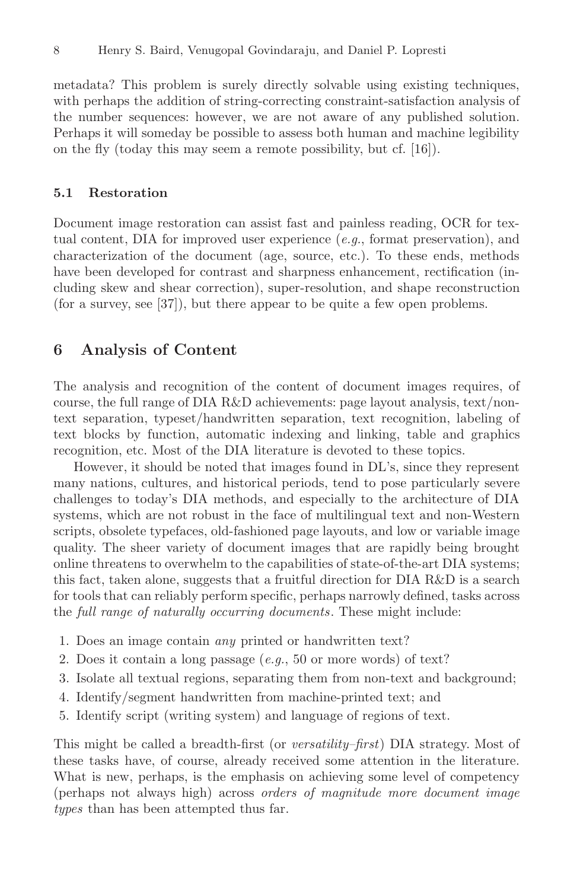metadata? This problem is surely directly solvable using existing techniques, with perhaps the addition of string-correcting constraint-satisfaction analysis of the number sequences: however, we are not aware of any published solution. Perhaps it will someday be possible to assess both human and machine legibility on the fly (today this may seem a remote possibility, but cf. [16]).

### 5.1 Restoration

Document image restoration can assist fast and painless reading, OCR for textual content, DIA for improved user experience (*e.g.*, format preservation), and characterization of the document (age, source, etc.). To these ends, methods have been developed for contrast and sharpness enhancement, rectification (including skew and shear correction), super-resolution, and shape reconstruction (for a survey, see [37]), but there appear to be quite a few open problems.

## 6 Analysis of Content

The analysis and recognition of the content of document images requires, of course, the full range of DIA R&D achievements: page layout analysis, text/non-text separation, typeset/handwritten separation, text recognition, labeling of text blocks by function, automatic indexing and linking, table and graphics recognition, etc. Most of the DIA literature is devoted to these topics.

However, it should be noted that images found in DL's, since they represent many nations, cultures, and historical periods, tend to pose particularly severe challenges to today's DIA methods, and especially to the architecture of DIA systems, which are not robust in the face of multilingual text and non-Western scripts, obsolete typefaces, old-fashioned page layouts, and low or variable image quality. The sheer variety of document images that are rapidly being brought online threatens to overwhelm to the capabilities of state-of-the-art DIA systems; this fact, taken alone, suggests that a fruitful direction for DIA R&D is a search for tools that can reliably perform specific, perhaps narrowly defined, tasks across the *full range of naturally occurring documents*. These might include:

1. Does an image contain *any* printed or handwritten text?
2. Does it contain a long passage (*e.g.*, 50 or more words) of text?
3. Isolate all textual regions, separating them from non-text and background;
4. Identify/segment handwritten from machine-printed text; and
5. Identify script (writing system) and language of regions of text.

This might be called a breadth-first (or *versatility–first*) DIA strategy. Most of these tasks have, of course, already received some attention in the literature. What is new, perhaps, is the emphasis on achieving some level of competency (perhaps not always high) across *orders of magnitude more document image types* than has been attempted thus far.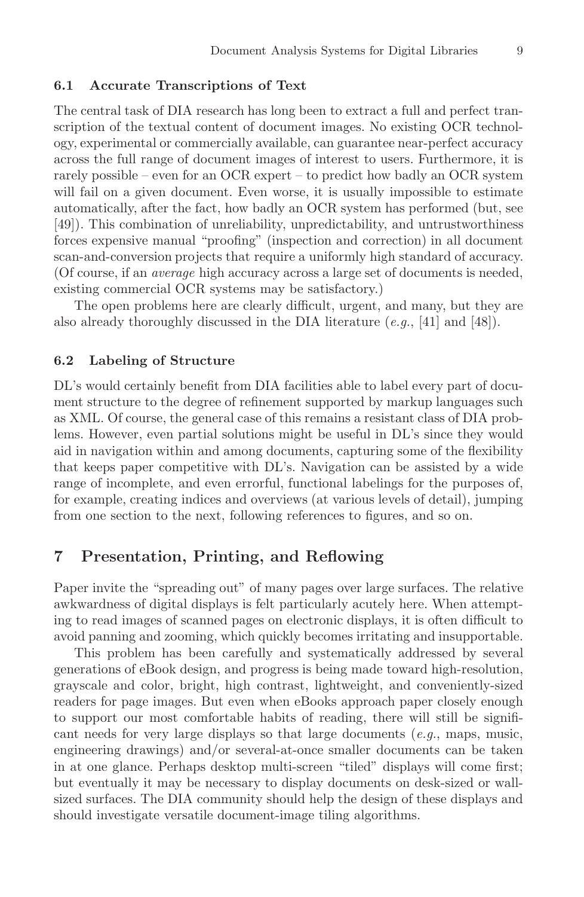### 6.1 Accurate Transcriptions of Text

The central task of DIA research has long been to extract a full and perfect transcription of the textual content of document images. No existing OCR technology, experimental or commercially available, can guarantee near-perfect accuracy across the full range of document images of interest to users. Furthermore, it is rarely possible – even for an OCR expert – to predict how badly an OCR system will fail on a given document. Even worse, it is usually impossible to estimate automatically, after the fact, how badly an OCR system has performed (but, see [49]). This combination of unreliability, unpredictability, and untrustworthiness forces expensive manual "proofing" (inspection and correction) in all document scan-and-conversion projects that require a uniformly high standard of accuracy. (Of course, if an *average* high accuracy across a large set of documents is needed, existing commercial OCR systems may be satisfactory.)

The open problems here are clearly difficult, urgent, and many, but they are also already thoroughly discussed in the DIA literature (*e.g.*, [41] and [48]).

### 6.2 Labeling of Structure

DL's would certainly benefit from DIA facilities able to label every part of document structure to the degree of refinement supported by markup languages such as XML. Of course, the general case of this remains a resistant class of DIA problems. However, even partial solutions might be useful in DL's since they would aid in navigation within and among documents, capturing some of the flexibility that keeps paper competitive with DL's. Navigation can be assisted by a wide range of incomplete, and even errorful, functional labelings for the purposes of, for example, creating indices and overviews (at various levels of detail), jumping from one section to the next, following references to figures, and so on.

## 7 Presentation, Printing, and Reflowing

Paper invite the "spreading out" of many pages over large surfaces. The relative awkwardness of digital displays is felt particularly acutely here. When attempting to read images of scanned pages on electronic displays, it is often difficult to avoid panning and zooming, which quickly becomes irritating and insupportable.

This problem has been carefully and systematically addressed by several generations of eBook design, and progress is being made toward high-resolution, grayscale and color, bright, high contrast, lightweight, and conveniently-sized readers for page images. But even when eBooks approach paper closely enough to support our most comfortable habits of reading, there will still be significant needs for very large displays so that large documents (*e.g.*, maps, music, engineering drawings) and/or several-at-once smaller documents can be taken in at one glance. Perhaps desktop multi-screen "tiled" displays will come first; but eventually it may be necessary to display documents on desk-sized or wall-sized surfaces. The DIA community should help the design of these displays and should investigate versatile document-image tiling algorithms.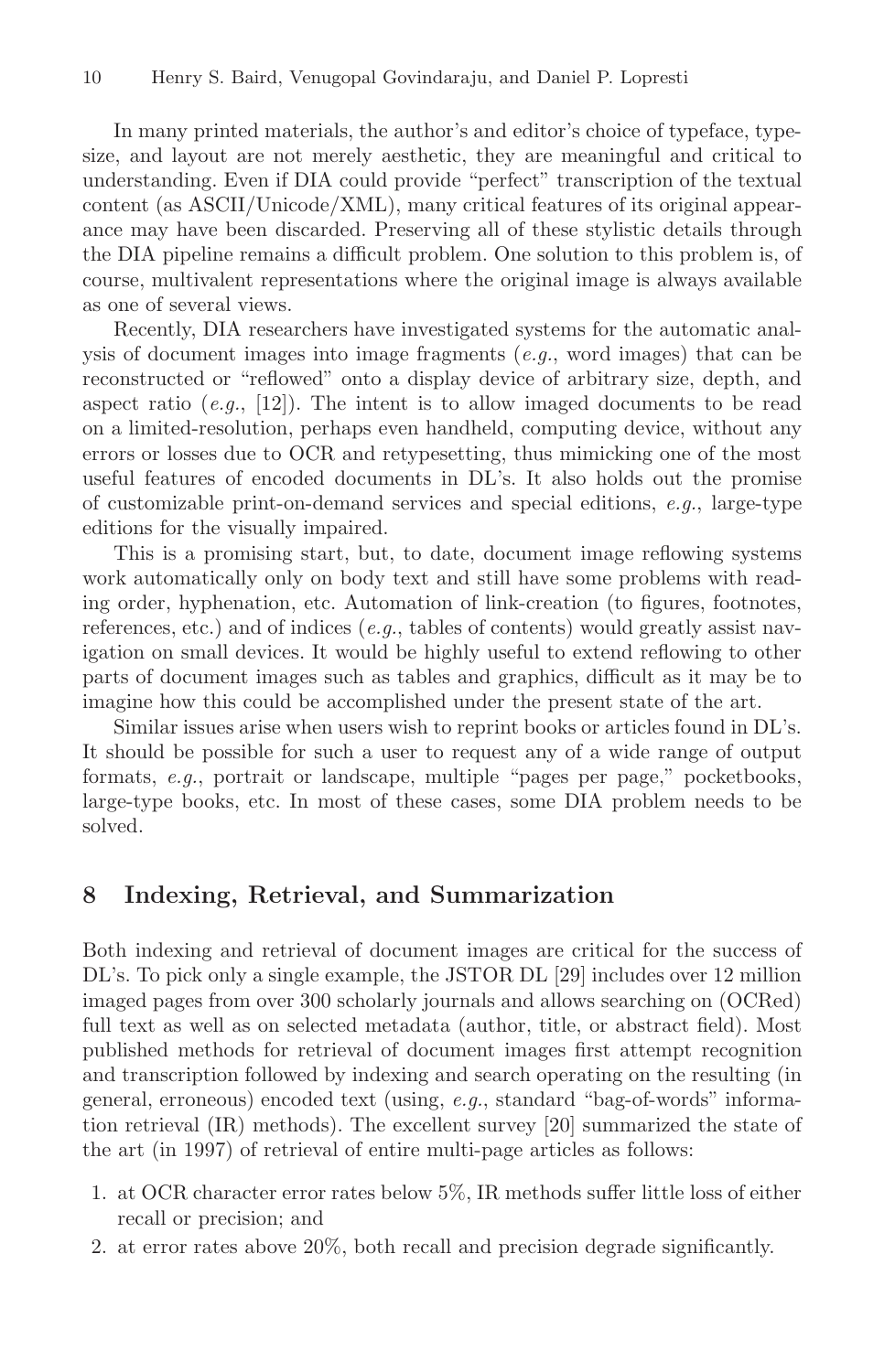In many printed materials, the author's and editor's choice of typeface, typesize, and layout are not merely aesthetic, they are meaningful and critical to understanding. Even if DIA could provide "perfect" transcription of the textual content (as ASCII/Unicode/XML), many critical features of its original appearance may have been discarded. Preserving all of these stylistic details through the DIA pipeline remains a difficult problem. One solution to this problem is, of course, multivalent representations where the original image is always available as one of several views.

Recently, DIA researchers have investigated systems for the automatic analysis of document images into image fragments (*e.g.*, word images) that can be reconstructed or "reflowed" onto a display device of arbitrary size, depth, and aspect ratio (*e.g.*, [12]). The intent is to allow imaged documents to be read on a limited-resolution, perhaps even handheld, computing device, without any errors or losses due to OCR and retypesetting, thus mimicking one of the most useful features of encoded documents in DL's. It also holds out the promise of customizable print-on-demand services and special editions, *e.g.*, large-type editions for the visually impaired.

This is a promising start, but, to date, document image reflowing systems work automatically only on body text and still have some problems with reading order, hyphenation, etc. Automation of link-creation (to figures, footnotes, references, etc.) and of indices (*e.g.*, tables of contents) would greatly assist navigation on small devices. It would be highly useful to extend reflowing to other parts of document images such as tables and graphics, difficult as it may be to imagine how this could be accomplished under the present state of the art.

Similar issues arise when users wish to reprint books or articles found in DL's. It should be possible for such a user to request any of a wide range of output formats, *e.g.*, portrait or landscape, multiple "pages per page," pocketbooks, large-type books, etc. In most of these cases, some DIA problem needs to be solved.

## 8 Indexing, Retrieval, and Summarization

Both indexing and retrieval of document images are critical for the success of DL's. To pick only a single example, the JSTOR DL [29] includes over 12 million imaged pages from over 300 scholarly journals and allows searching on (OCRed) full text as well as on selected metadata (author, title, or abstract field). Most published methods for retrieval of document images first attempt recognition and transcription followed by indexing and search operating on the resulting (in general, erroneous) encoded text (using, *e.g.*, standard "bag-of-words" information retrieval (IR) methods). The excellent survey [20] summarized the state of the art (in 1997) of retrieval of entire multi-page articles as follows:

1. at OCR character error rates below 5%, IR methods suffer little loss of either recall or precision; and
2. at error rates above 20%, both recall and precision degrade significantly.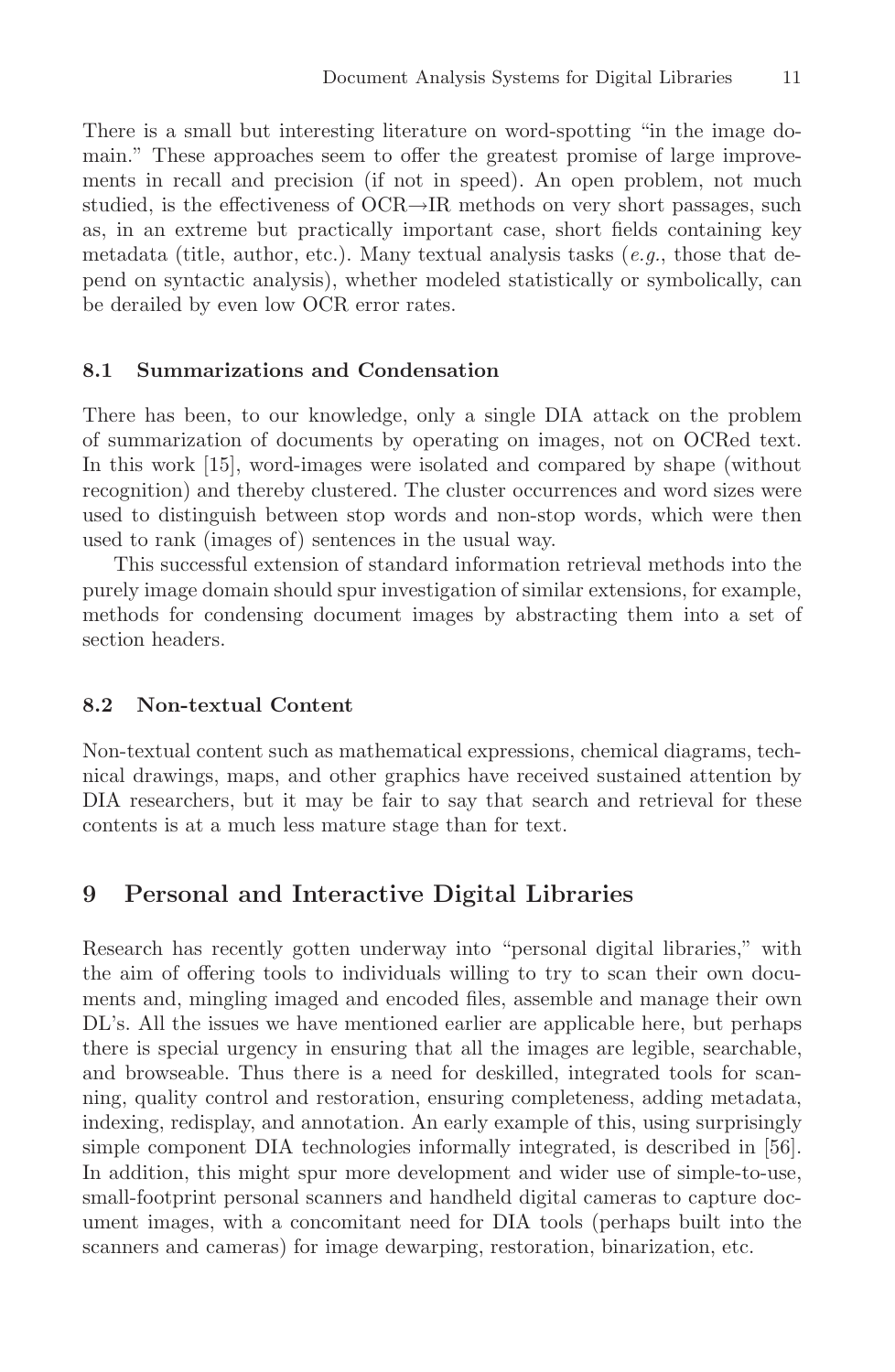There is a small but interesting literature on word-spotting "in the image domain." These approaches seem to offer the greatest promise of large improvements in recall and precision (if not in speed). An open problem, not much studied, is the effectiveness of OCR→IR methods on very short passages, such as, in an extreme but practically important case, short fields containing key metadata (title, author, etc.). Many textual analysis tasks (*e.g.*, those that depend on syntactic analysis), whether modeled statistically or symbolically, can be derailed by even low OCR error rates.

### 8.1 Summarizations and Condensation

There has been, to our knowledge, only a single DIA attack on the problem of summarization of documents by operating on images, not on OCRed text. In this work [15], word-images were isolated and compared by shape (without recognition) and thereby clustered. The cluster occurrences and word sizes were used to distinguish between stop words and non-stop words, which were then used to rank (images of) sentences in the usual way.

This successful extension of standard information retrieval methods into the purely image domain should spur investigation of similar extensions, for example, methods for condensing document images by abstracting them into a set of section headers.

### 8.2 Non-textual Content

Non-textual content such as mathematical expressions, chemical diagrams, technical drawings, maps, and other graphics have received sustained attention by DIA researchers, but it may be fair to say that search and retrieval for these contents is at a much less mature stage than for text.

## 9 Personal and Interactive Digital Libraries

Research has recently gotten underway into "personal digital libraries," with the aim of offering tools to individuals willing to try to scan their own documents and, mingling imaged and encoded files, assemble and manage their own DL's. All the issues we have mentioned earlier are applicable here, but perhaps there is special urgency in ensuring that all the images are legible, searchable, and browseable. Thus there is a need for deskilled, integrated tools for scanning, quality control and restoration, ensuring completeness, adding metadata, indexing, redisplay, and annotation. An early example of this, using surprisingly simple component DIA technologies informally integrated, is described in [56]. In addition, this might spur more development and wider use of simple-to-use, small-footprint personal scanners and handheld digital cameras to capture document images, with a concomitant need for DIA tools (perhaps built into the scanners and cameras) for image dewarping, restoration, binarization, etc.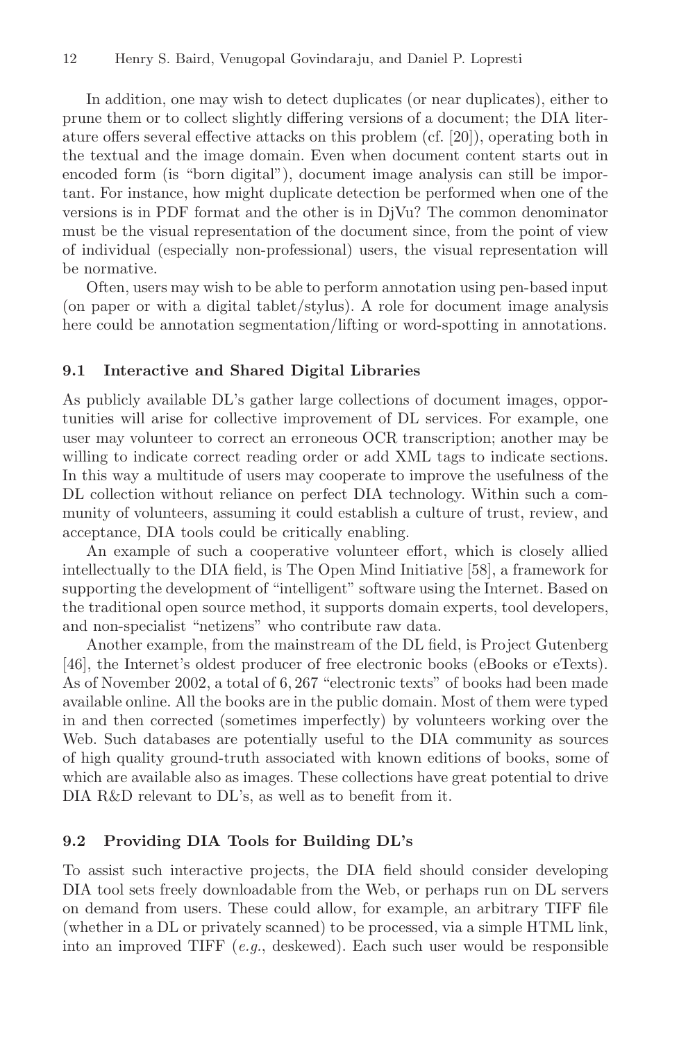In addition, one may wish to detect duplicates (or near duplicates), either to prune them or to collect slightly differing versions of a document; the DIA literature offers several effective attacks on this problem (cf. [20]), operating both in the textual and the image domain. Even when document content starts out in encoded form (is "born digital"), document image analysis can still be important. For instance, how might duplicate detection be performed when one of the versions is in PDF format and the other is in DjVu? The common denominator must be the visual representation of the document since, from the point of view of individual (especially non-professional) users, the visual representation will be normative.

Often, users may wish to be able to perform annotation using pen-based input (on paper or with a digital tablet/stylus). A role for document image analysis here could be annotation segmentation/lifting or word-spotting in annotations.

### 9.1 Interactive and Shared Digital Libraries

As publicly available DL's gather large collections of document images, opportunities will arise for collective improvement of DL services. For example, one user may volunteer to correct an erroneous OCR transcription; another may be willing to indicate correct reading order or add XML tags to indicate sections. In this way a multitude of users may cooperate to improve the usefulness of the DL collection without reliance on perfect DIA technology. Within such a community of volunteers, assuming it could establish a culture of trust, review, and acceptance, DIA tools could be critically enabling.

An example of such a cooperative volunteer effort, which is closely allied intellectually to the DIA field, is The Open Mind Initiative [58], a framework for supporting the development of "intelligent" software using the Internet. Based on the traditional open source method, it supports domain experts, tool developers, and non-specialist "netizens" who contribute raw data.

Another example, from the mainstream of the DL field, is Project Gutenberg [46], the Internet's oldest producer of free electronic books (eBooks or eTexts). As of November 2002, a total of 6,267 "electronic texts" of books had been made available online. All the books are in the public domain. Most of them were typed in and then corrected (sometimes imperfectly) by volunteers working over the Web. Such databases are potentially useful to the DIA community as sources of high quality ground-truth associated with known editions of books, some of which are available also as images. These collections have great potential to drive DIA R&D relevant to DL's, as well as to benefit from it.

### 9.2 Providing DIA Tools for Building DL's

To assist such interactive projects, the DIA field should consider developing DIA tool sets freely downloadable from the Web, or perhaps run on DL servers on demand from users. These could allow, for example, an arbitrary TIFF file (whether in a DL or privately scanned) to be processed, via a simple HTML link, into an improved TIFF (*e.g.*, deskewed). Each such user would be responsible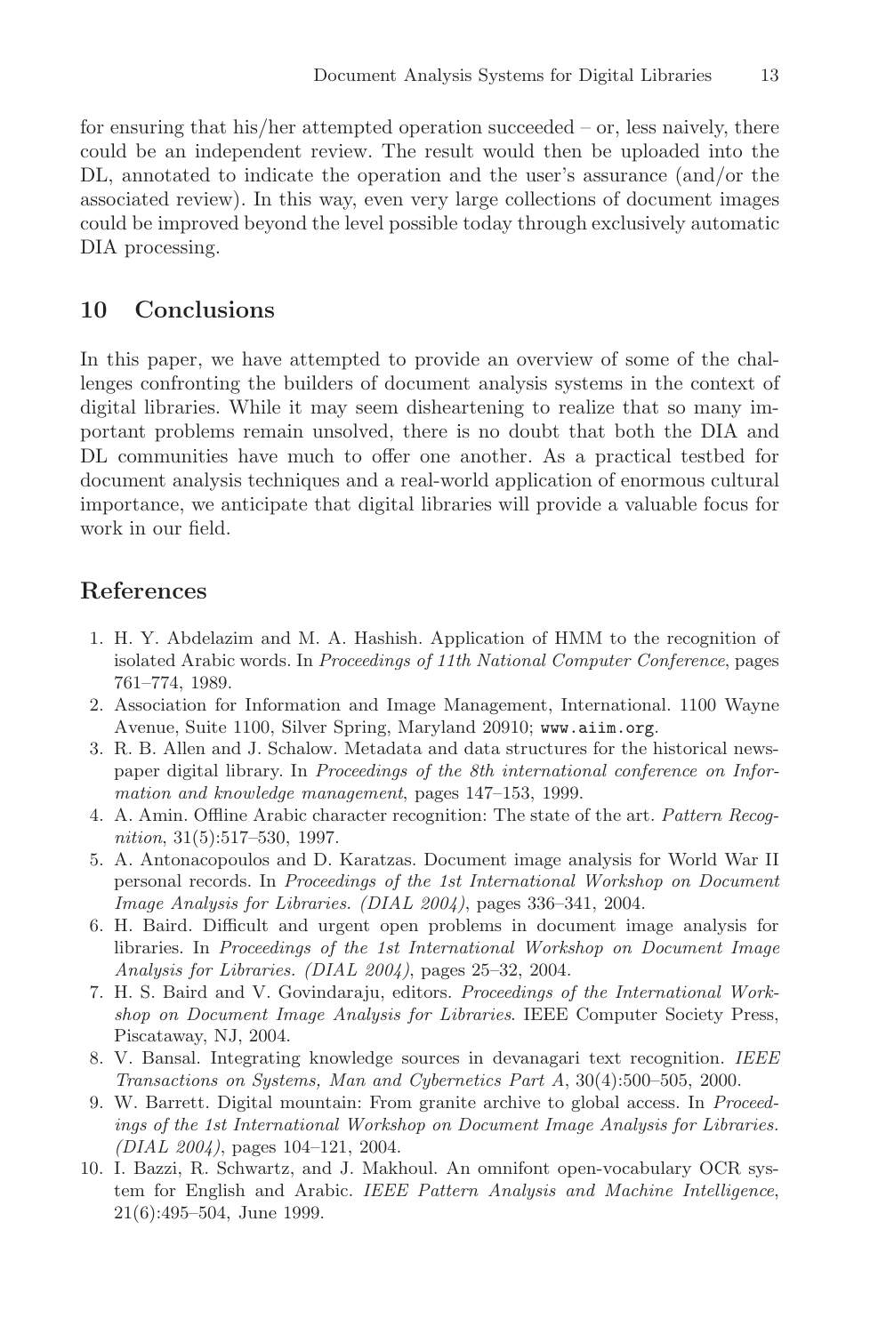for ensuring that his/her attempted operation succeeded – or, less naively, there could be an independent review. The result would then be uploaded into the DL, annotated to indicate the operation and the user's assurance (and/or the associated review). In this way, even very large collections of document images could be improved beyond the level possible today through exclusively automatic DIA processing.

## 10 Conclusions

In this paper, we have attempted to provide an overview of some of the challenges confronting the builders of document analysis systems in the context of digital libraries. While it may seem disheartening to realize that so many important problems remain unsolved, there is no doubt that both the DIA and DL communities have much to offer one another. As a practical testbed for document analysis techniques and a real-world application of enormous cultural importance, we anticipate that digital libraries will provide a valuable focus for work in our field.

## References

1. H. Y. Abdelazim and M. A. Hashish. Application of HMM to the recognition of isolated Arabic words. In *Proceedings of 11th National Computer Conference*, pages 761–774, 1989.
2. Association for Information and Image Management, International. 1100 Wayne Avenue, Suite 1100, Silver Spring, Maryland 20910; `www.aiim.org`.
3. R. B. Allen and J. Schalow. Metadata and data structures for the historical newspaper digital library. In *Proceedings of the 8th international conference on Information and knowledge management*, pages 147–153, 1999.
4. A. Amin. Offline Arabic character recognition: The state of the art. *Pattern Recognition*, 31(5):517–530, 1997.
5. A. Antonacopoulos and D. Karatzas. Document image analysis for World War II personal records. In *Proceedings of the 1st International Workshop on Document Image Analysis for Libraries. (DIAL 2004)*, pages 336–341, 2004.
6. H. Baird. Difficult and urgent open problems in document image analysis for libraries. In *Proceedings of the 1st International Workshop on Document Image Analysis for Libraries. (DIAL 2004)*, pages 25–32, 2004.
7. H. S. Baird and V. Govindaraju, editors. *Proceedings of the International Workshop on Document Image Analysis for Libraries*. IEEE Computer Society Press, Piscataway, NJ, 2004.
8. V. Bansal. Integrating knowledge sources in devanagari text recognition. *IEEE Transactions on Systems, Man and Cybernetics Part A*, 30(4):500–505, 2000.
9. W. Barrett. Digital mountain: From granite archive to global access. In *Proceedings of the 1st International Workshop on Document Image Analysis for Libraries. (DIAL 2004)*, pages 104–121, 2004.
10. I. Bazzi, R. Schwartz, and J. Makhoul. An omnifont open-vocabulary OCR system for English and Arabic. *IEEE Pattern Analysis and Machine Intelligence*, 21(6):495–504, June 1999.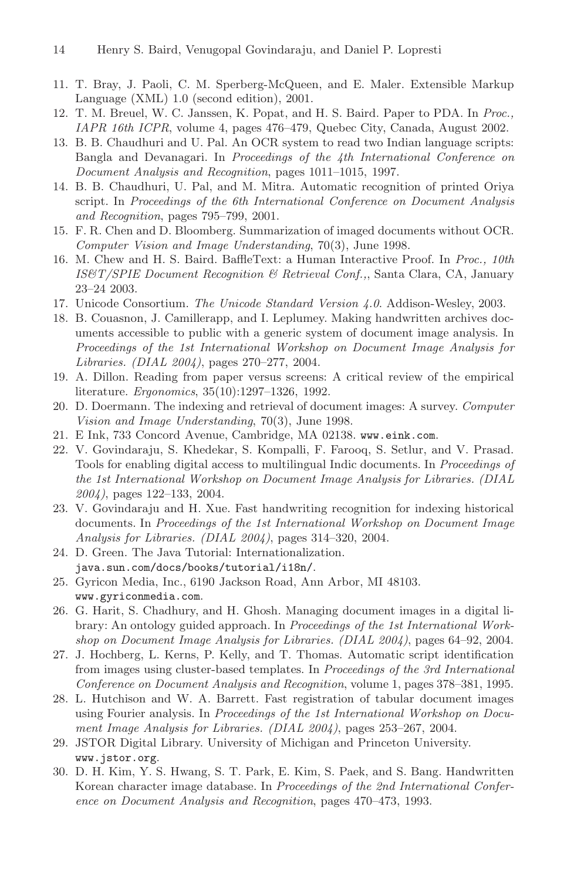11. T. Bray, J. Paoli, C. M. Sperberg-McQueen, and E. Maler. Extensible Markup Language (XML) 1.0 (second edition), 2001.
12. T. M. Breuel, W. C. Janssen, K. Popat, and H. S. Baird. Paper to PDA. In *Proc., IAPR 16th ICPR*, volume 4, pages 476–479, Quebec City, Canada, August 2002.
13. B. B. Chaudhuri and U. Pal. An OCR system to read two Indian language scripts: Bangla and Devanagari. In *Proceedings of the 4th International Conference on Document Analysis and Recognition*, pages 1011–1015, 1997.
14. B. B. Chaudhuri, U. Pal, and M. Mitra. Automatic recognition of printed Oriya script. In *Proceedings of the 6th International Conference on Document Analysis and Recognition*, pages 795–799, 2001.
15. F. R. Chen and D. Bloomberg. Summarization of imaged documents without OCR. *Computer Vision and Image Understanding*, 70(3), June 1998.
16. M. Chew and H. S. Baird. BaffleText: a Human Interactive Proof. In *Proc., 10th IS&T/SPIE Document Recognition & Retrieval Conf.,*, Santa Clara, CA, January 23–24 2003.
17. Unicode Consortium. *The Unicode Standard Version 4.0*. Addison-Wesley, 2003.
18. B. Couasnon, J. Camillerapp, and I. Leplumey. Making handwritten archives documents accessible to public with a generic system of document image analysis. In *Proceedings of the 1st International Workshop on Document Image Analysis for Libraries. (DIAL 2004)*, pages 270–277, 2004.
19. A. Dillon. Reading from paper versus screens: A critical review of the empirical literature. *Ergonomics*, 35(10):1297–1326, 1992.
20. D. Doermann. The indexing and retrieval of document images: A survey. *Computer Vision and Image Understanding*, 70(3), June 1998.
21. E Ink, 733 Concord Avenue, Cambridge, MA 02138. `www.eink.com`.
22. V. Govindaraju, S. Khedekar, S. Kompalli, F. Farooq, S. Setlur, and V. Prasad. Tools for enabling digital access to multilingual Indic documents. In *Proceedings of the 1st International Workshop on Document Image Analysis for Libraries. (DIAL 2004)*, pages 122–133, 2004.
23. V. Govindaraju and H. Xue. Fast handwriting recognition for indexing historical documents. In *Proceedings of the 1st International Workshop on Document Image Analysis for Libraries. (DIAL 2004)*, pages 314–320, 2004.
24. D. Green. The Java Tutorial: Internationalization. `java.sun.com/docs/books/tutorial/i18n/`.
25. Gyricon Media, Inc., 6190 Jackson Road, Ann Arbor, MI 48103. `www.gyriconmedia.com`.
26. G. Harit, S. Chadhury, and H. Ghosh. Managing document images in a digital library: An ontology guided approach. In *Proceedings of the 1st International Workshop on Document Image Analysis for Libraries. (DIAL 2004)*, pages 64–92, 2004.
27. J. Hochberg, L. Kerns, P. Kelly, and T. Thomas. Automatic script identification from images using cluster-based templates. In *Proceedings of the 3rd International Conference on Document Analysis and Recognition*, volume 1, pages 378–381, 1995.
28. L. Hutchison and W. A. Barrett. Fast registration of tabular document images using Fourier analysis. In *Proceedings of the 1st International Workshop on Document Image Analysis for Libraries. (DIAL 2004)*, pages 253–267, 2004.
29. JSTOR Digital Library. University of Michigan and Princeton University. `www.jstor.org`.
30. D. H. Kim, Y. S. Hwang, S. T. Park, E. Kim, S. Paek, and S. Bang. Handwritten Korean character image database. In *Proceedings of the 2nd International Conference on Document Analysis and Recognition*, pages 470–473, 1993.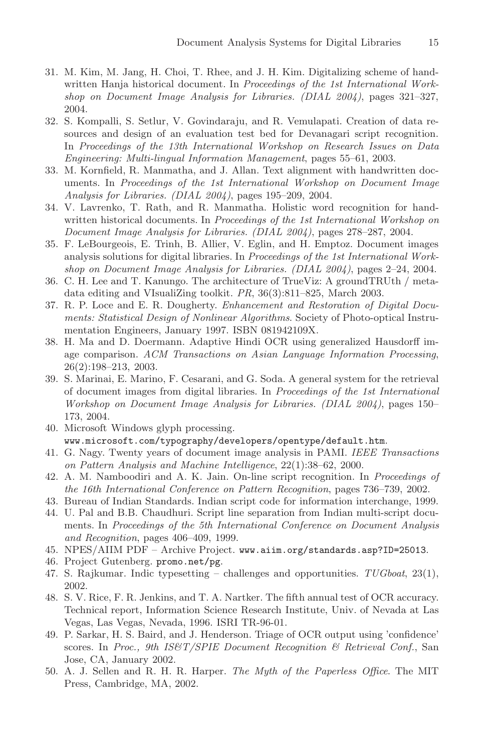31. M. Kim, M. Jang, H. Choi, T. Rhee, and J. H. Kim. Digitalizing scheme of handwritten Hanja historical document. In *Proceedings of the 1st International Workshop on Document Image Analysis for Libraries. (DIAL 2004)*, pages 321–327, 2004.
32. S. Kompalli, S. Setlur, V. Govindaraju, and R. Vemulapati. Creation of data resources and design of an evaluation test bed for Devanagari script recognition. In *Proceedings of the 13th International Workshop on Research Issues on Data Engineering: Multi-lingual Information Management*, pages 55–61, 2003.
33. M. Kornfield, R. Manmatha, and J. Allan. Text alignment with handwritten documents. In *Proceedings of the 1st International Workshop on Document Image Analysis for Libraries. (DIAL 2004)*, pages 195–209, 2004.
34. V. Lavrenko, T. Rath, and R. Manmatha. Holistic word recognition for handwritten historical documents. In *Proceedings of the 1st International Workshop on Document Image Analysis for Libraries. (DIAL 2004)*, pages 278–287, 2004.
35. F. LeBourgeois, E. Trinh, B. Allier, V. Eglin, and H. Emptoz. Document images analysis solutions for digital libraries. In *Proceedings of the 1st International Workshop on Document Image Analysis for Libraries. (DIAL 2004)*, pages 2–24, 2004.
36. C. H. Lee and T. Kanungo. The architecture of TrueViz: A groundTRUth / metadata editing and VIsualiZing toolkit. *PR*, 36(3):811–825, March 2003.
37. R. P. Loce and E. R. Dougherty. *Enhancement and Restoration of Digital Documents: Statistical Design of Nonlinear Algorithms*. Society of Photo-optical Instrumentation Engineers, January 1997. ISBN 081942109X.
38. H. Ma and D. Doermann. Adaptive Hindi OCR using generalized Hausdorff image comparison. *ACM Transactions on Asian Language Information Processing*, 26(2):198–213, 2003.
39. S. Marinai, E. Marino, F. Cesarani, and G. Soda. A general system for the retrieval of document images from digital libraries. In *Proceedings of the 1st International Workshop on Document Image Analysis for Libraries. (DIAL 2004)*, pages 150–173, 2004.
40. Microsoft Windows glyph processing. `www.microsoft.com/typography/developers/opentype/default.htm`.
41. G. Nagy. Twenty years of document image analysis in PAMI. *IEEE Transactions on Pattern Analysis and Machine Intelligence*, 22(1):38–62, 2000.
42. A. M. Namboodiri and A. K. Jain. On-line script recognition. In *Proceedings of the 16th International Conference on Pattern Recognition*, pages 736–739, 2002.
43. Bureau of Indian Standards. Indian script code for information interchange, 1999.
44. U. Pal and B.B. Chaudhuri. Script line separation from Indian multi-script documents. In *Proceedings of the 5th International Conference on Document Analysis and Recognition*, pages 406–409, 1999.
45. NPES/AIIM PDF – Archive Project. `www.aiim.org/standards.asp?ID=25013`.
46. Project Gutenberg. `promo.net/pg`.
47. S. Rajkumar. Indic typesetting – challenges and opportunities. *TUGboat*, 23(1), 2002.
48. S. V. Rice, F. R. Jenkins, and T. A. Nartker. The fifth annual test of OCR accuracy. Technical report, Information Science Research Institute, Univ. of Nevada at Las Vegas, Las Vegas, Nevada, 1996. ISRI TR-96-01.
49. P. Sarkar, H. S. Baird, and J. Henderson. Triage of OCR output using 'confidence' scores. In *Proc., 9th IS&T/SPIE Document Recognition & Retrieval Conf.*, San Jose, CA, January 2002.
50. A. J. Sellen and R. H. R. Harper. *The Myth of the Paperless Office*. The MIT Press, Cambridge, MA, 2002.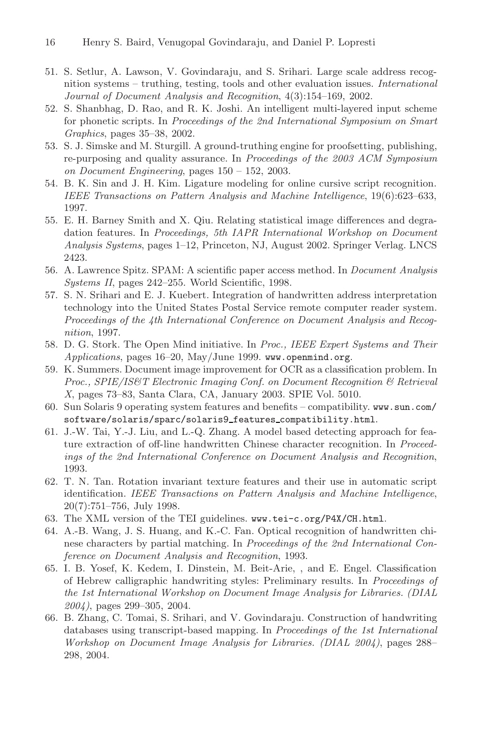51. S. Setlur, A. Lawson, V. Govindaraju, and S. Srihari. Large scale address recognition systems – truthing, testing, tools and other evaluation issues. *International Journal of Document Analysis and Recognition*, 4(3):154–169, 2002.
52. S. Shanbhag, D. Rao, and R. K. Joshi. An intelligent multi-layered input scheme for phonetic scripts. In *Proceedings of the 2nd International Symposium on Smart Graphics*, pages 35–38, 2002.
53. S. J. Simske and M. Sturgill. A ground-truthing engine for proofsetting, publishing, re-purposing and quality assurance. In *Proceedings of the 2003 ACM Symposium on Document Engineering*, pages 150 – 152, 2003.
54. B. K. Sin and J. H. Kim. Ligature modeling for online cursive script recognition. *IEEE Transactions on Pattern Analysis and Machine Intelligence*, 19(6):623–633, 1997.
55. E. H. Barney Smith and X. Qiu. Relating statistical image differences and degradation features. In *Proceedings, 5th IAPR International Workshop on Document Analysis Systems*, pages 1–12, Princeton, NJ, August 2002. Springer Verlag. LNCS 2423.
56. A. Lawrence Spitz. SPAM: A scientific paper access method. In *Document Analysis Systems II*, pages 242–255. World Scientific, 1998.
57. S. N. Srihari and E. J. Kuebert. Integration of handwritten address interpretation technology into the United States Postal Service remote computer reader system. *Proceedings of the 4th International Conference on Document Analysis and Recognition*, 1997.
58. D. G. Stork. The Open Mind initiative. In *Proc., IEEE Expert Systems and Their Applications*, pages 16–20, May/June 1999. www.openmind.org.
59. K. Summers. Document image improvement for OCR as a classification problem. In *Proc., SPIE/IS&T Electronic Imaging Conf. on Document Recognition & Retrieval X*, pages 73–83, Santa Clara, CA, January 2003. SPIE Vol. 5010.
60. Sun Solaris 9 operating system features and benefits – compatibility. www.sun.com/software/solaris/sparc/solaris9_features_compatibility.html.
61. J.-W. Tai, Y.-J. Liu, and L.-Q. Zhang. A model based detecting approach for feature extraction of off-line handwritten Chinese character recognition. In *Proceedings of the 2nd International Conference on Document Analysis and Recognition*, 1993.
62. T. N. Tan. Rotation invariant texture features and their use in automatic script identification. *IEEE Transactions on Pattern Analysis and Machine Intelligence*, 20(7):751–756, July 1998.
63. The XML version of the TEI guidelines. www.tei-c.org/P4X/CH.html.
64. A.-B. Wang, J. S. Huang, and K.-C. Fan. Optical recognition of handwritten chinese characters by partial matching. In *Proceedings of the 2nd International Conference on Document Analysis and Recognition*, 1993.
65. I. B. Yosef, K. Kedem, I. Dinstein, M. Beit-Arie, , and E. Engel. Classification of Hebrew calligraphic handwriting styles: Preliminary results. In *Proceedings of the 1st International Workshop on Document Image Analysis for Libraries. (DIAL 2004)*, pages 299–305, 2004.
66. B. Zhang, C. Tomai, S. Srihari, and V. Govindaraju. Construction of handwriting databases using transcript-based mapping. In *Proceedings of the 1st International Workshop on Document Image Analysis for Libraries. (DIAL 2004)*, pages 288–298, 2004.